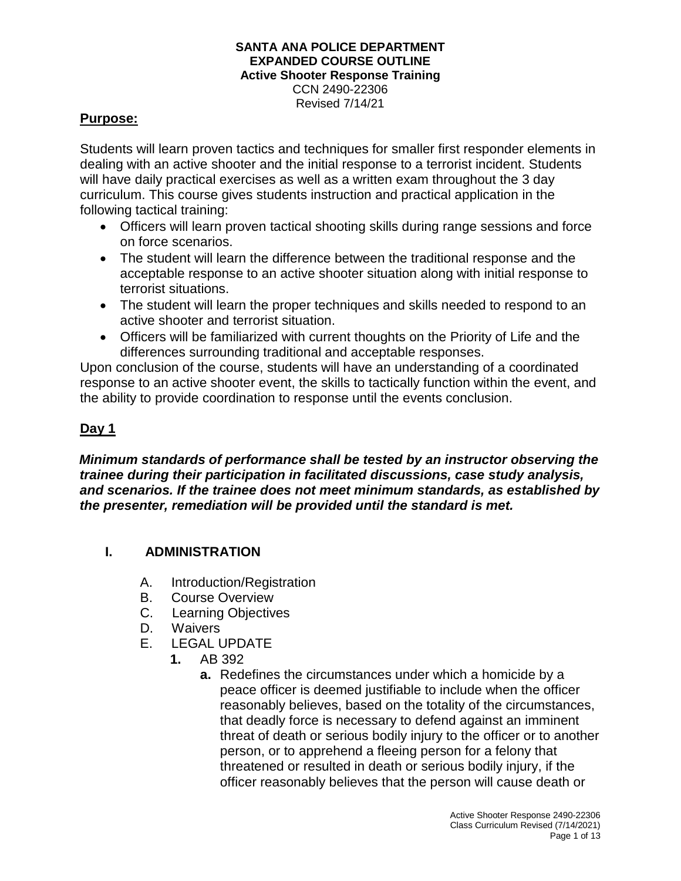**SANTA ANA POLICE DEPARTMENT**
**EXPANDED COURSE OUTLINE**
**Active Shooter Response Training**
CCN 2490-22306
Revised 7/14/21

## Purpose:

Students will learn proven tactics and techniques for smaller first responder elements in dealing with an active shooter and the initial response to a terrorist incident. Students will have daily practical exercises as well as a written exam throughout the 3 day curriculum. This course gives students instruction and practical application in the following tactical training:

- Officers will learn proven tactical shooting skills during range sessions and force on force scenarios.
- The student will learn the difference between the traditional response and the acceptable response to an active shooter situation along with initial response to terrorist situations.
- The student will learn the proper techniques and skills needed to respond to an active shooter and terrorist situation.
- Officers will be familiarized with current thoughts on the Priority of Life and the differences surrounding traditional and acceptable responses.

Upon conclusion of the course, students will have an understanding of a coordinated response to an active shooter event, the skills to tactically function within the event, and the ability to provide coordination to response until the events conclusion.

## Day 1

***Minimum standards of performance shall be tested by an instructor observing the trainee during their participation in facilitated discussions, case study analysis, and scenarios. If the trainee does not meet minimum standards, as established by the presenter, remediation will be provided until the standard is met.***

### I. ADMINISTRATION

A. Introduction/Registration
B. Course Overview
C. Learning Objectives
D. Waivers
E. LEGAL UPDATE
   **1.** AB 392
      **a.** Redefines the circumstances under which a homicide by a peace officer is deemed justifiable to include when the officer reasonably believes, based on the totality of the circumstances, that deadly force is necessary to defend against an imminent threat of death or serious bodily injury to the officer or to another person, or to apprehend a fleeing person for a felony that threatened or resulted in death or serious bodily injury, if the officer reasonably believes that the person will cause death or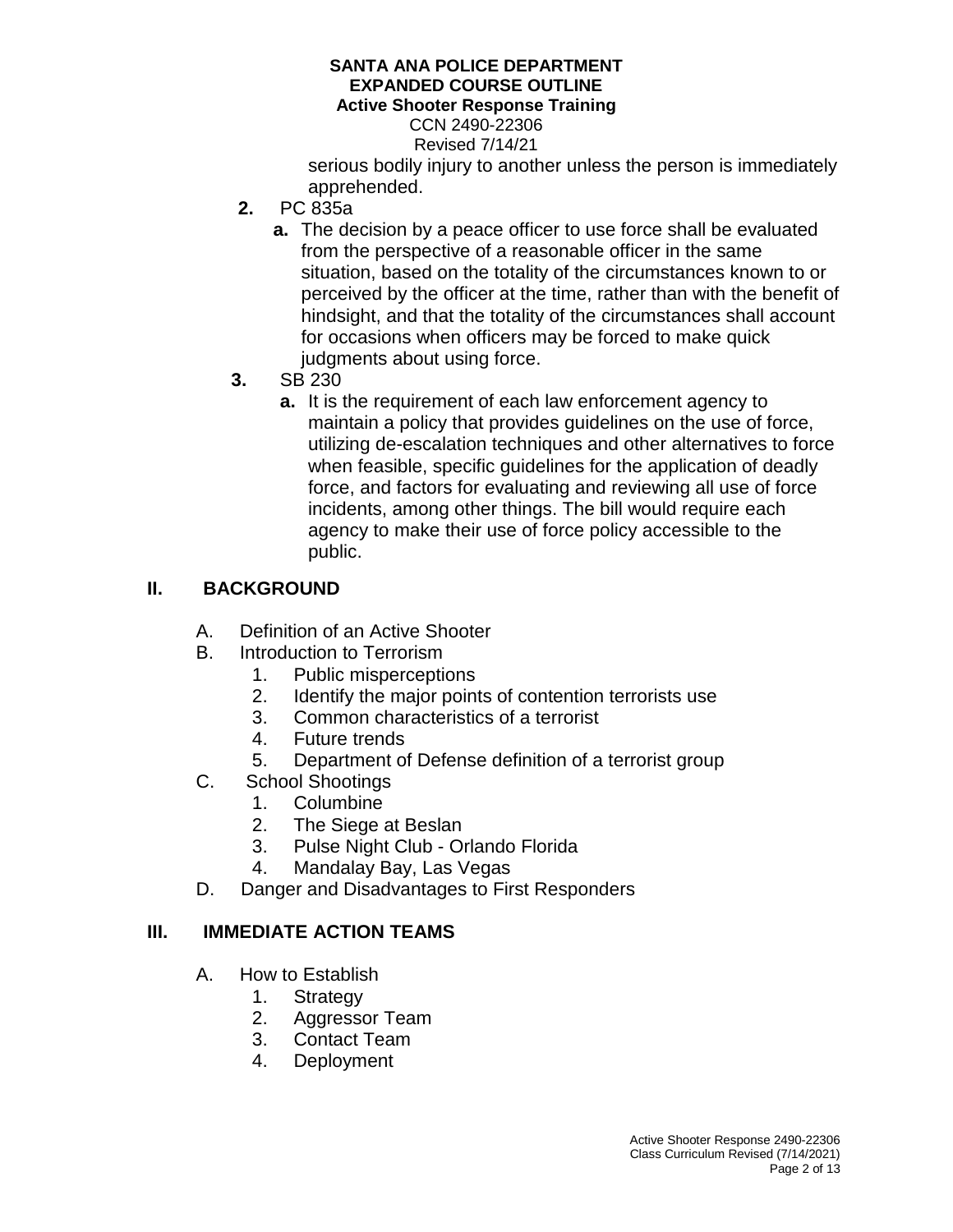serious bodily injury to another unless the person is immediately apprehended.

2. PC 835a
   a. The decision by a peace officer to use force shall be evaluated from the perspective of a reasonable officer in the same situation, based on the totality of the circumstances known to or perceived by the officer at the time, rather than with the benefit of hindsight, and that the totality of the circumstances shall account for occasions when officers may be forced to make quick judgments about using force.
3. SB 230
   a. It is the requirement of each law enforcement agency to maintain a policy that provides guidelines on the use of force, utilizing de-escalation techniques and other alternatives to force when feasible, specific guidelines for the application of deadly force, and factors for evaluating and reviewing all use of force incidents, among other things. The bill would require each agency to make their use of force policy accessible to the public.

## II. BACKGROUND

A. Definition of an Active Shooter

B. Introduction to Terrorism
   1. Public misperceptions
   2. Identify the major points of contention terrorists use
   3. Common characteristics of a terrorist
   4. Future trends
   5. Department of Defense definition of a terrorist group

C. School Shootings
   1. Columbine
   2. The Siege at Beslan
   3. Pulse Night Club - Orlando Florida
   4. Mandalay Bay, Las Vegas

D. Danger and Disadvantages to First Responders

## III. IMMEDIATE ACTION TEAMS

A. How to Establish
   1. Strategy
   2. Aggressor Team
   3. Contact Team
   4. Deployment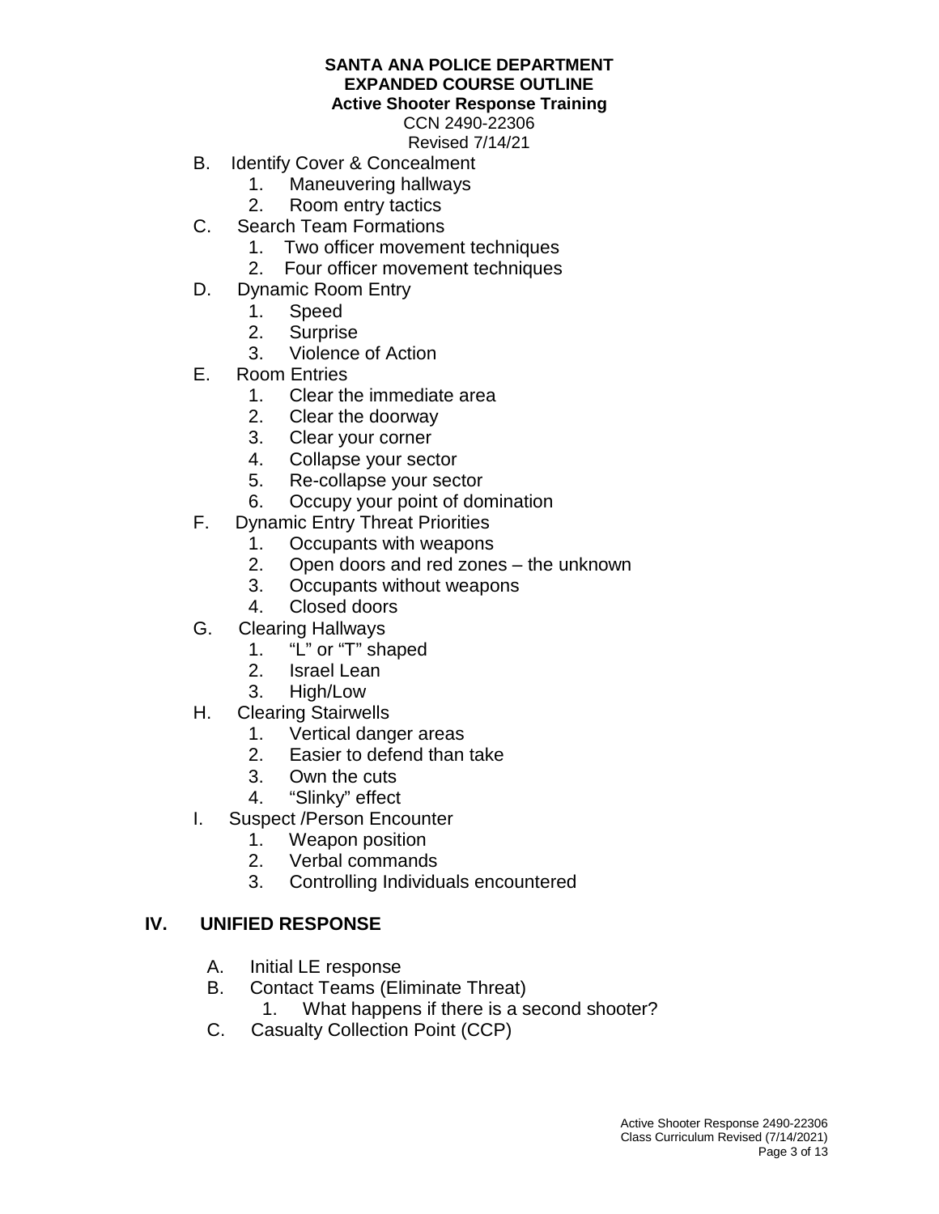B. Identify Cover & Concealment
   1. Maneuvering hallways
   2. Room entry tactics

C. Search Team Formations
   1. Two officer movement techniques
   2. Four officer movement techniques

D. Dynamic Room Entry
   1. Speed
   2. Surprise
   3. Violence of Action

E. Room Entries
   1. Clear the immediate area
   2. Clear the doorway
   3. Clear your corner
   4. Collapse your sector
   5. Re-collapse your sector
   6. Occupy your point of domination

F. Dynamic Entry Threat Priorities
   1. Occupants with weapons
   2. Open doors and red zones – the unknown
   3. Occupants without weapons
   4. Closed doors

G. Clearing Hallways
   1. "L" or "T" shaped
   2. Israel Lean
   3. High/Low

H. Clearing Stairwells
   1. Vertical danger areas
   2. Easier to defend than take
   3. Own the cuts
   4. "Slinky" effect

I. Suspect /Person Encounter
   1. Weapon position
   2. Verbal commands
   3. Controlling Individuals encountered

## IV. UNIFIED RESPONSE

A. Initial LE response

B. Contact Teams (Eliminate Threat)
   1. What happens if there is a second shooter?

C. Casualty Collection Point (CCP)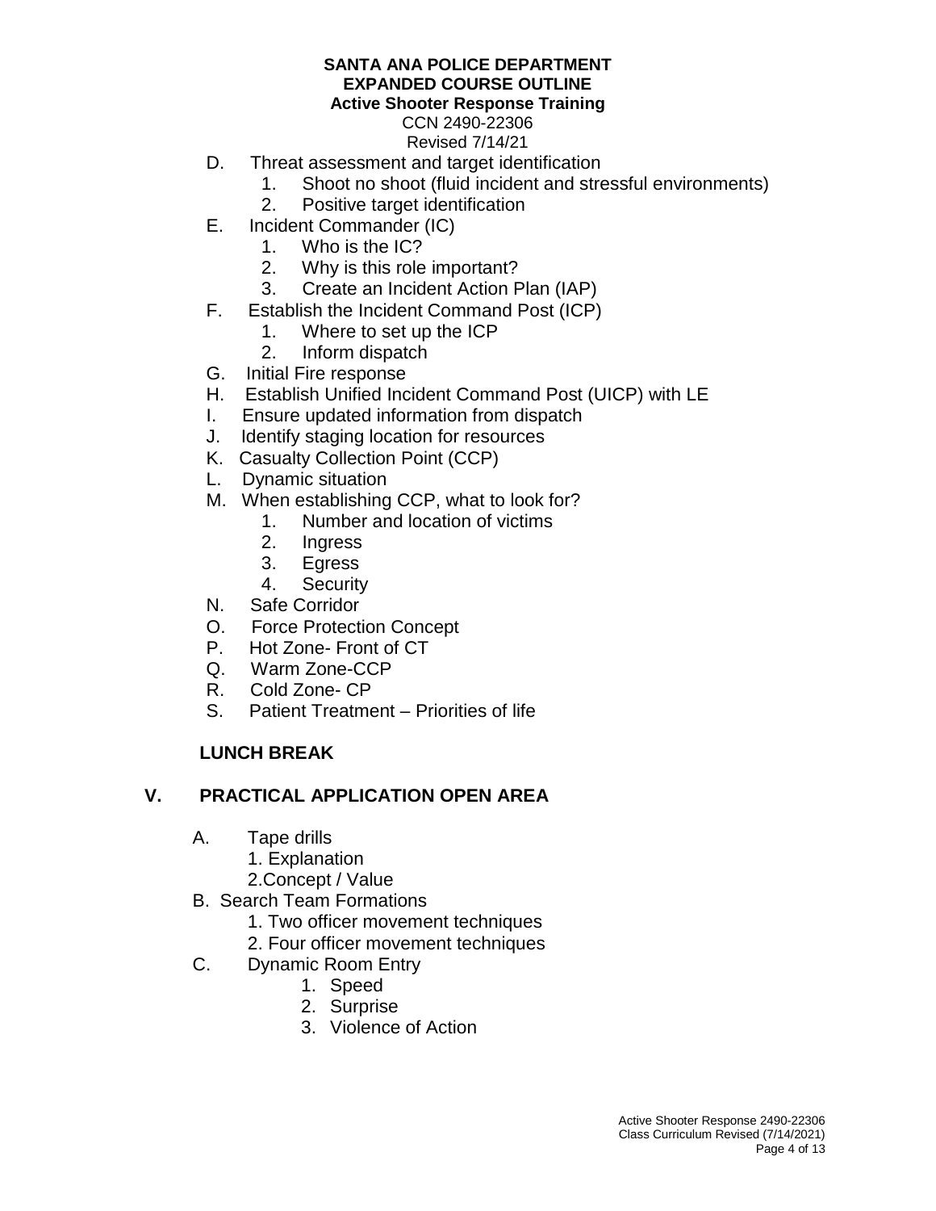D. Threat assessment and target identification
   1. Shoot no shoot (fluid incident and stressful environments)
   2. Positive target identification

E. Incident Commander (IC)
   1. Who is the IC?
   2. Why is this role important?
   3. Create an Incident Action Plan (IAP)

F. Establish the Incident Command Post (ICP)
   1. Where to set up the ICP
   2. Inform dispatch

G. Initial Fire response

H. Establish Unified Incident Command Post (UICP) with LE

I. Ensure updated information from dispatch

J. Identify staging location for resources

K. Casualty Collection Point (CCP)

L. Dynamic situation

M. When establishing CCP, what to look for?
   1. Number and location of victims
   2. Ingress
   3. Egress
   4. Security

N. Safe Corridor

O. Force Protection Concept

P. Hot Zone- Front of CT

Q. Warm Zone-CCP

R. Cold Zone- CP

S. Patient Treatment – Priorities of life

**LUNCH BREAK**

## V. PRACTICAL APPLICATION OPEN AREA

A. Tape drills
   1. Explanation
   2. Concept / Value

B. Search Team Formations
   1. Two officer movement techniques
   2. Four officer movement techniques

C. Dynamic Room Entry
   1. Speed
   2. Surprise
   3. Violence of Action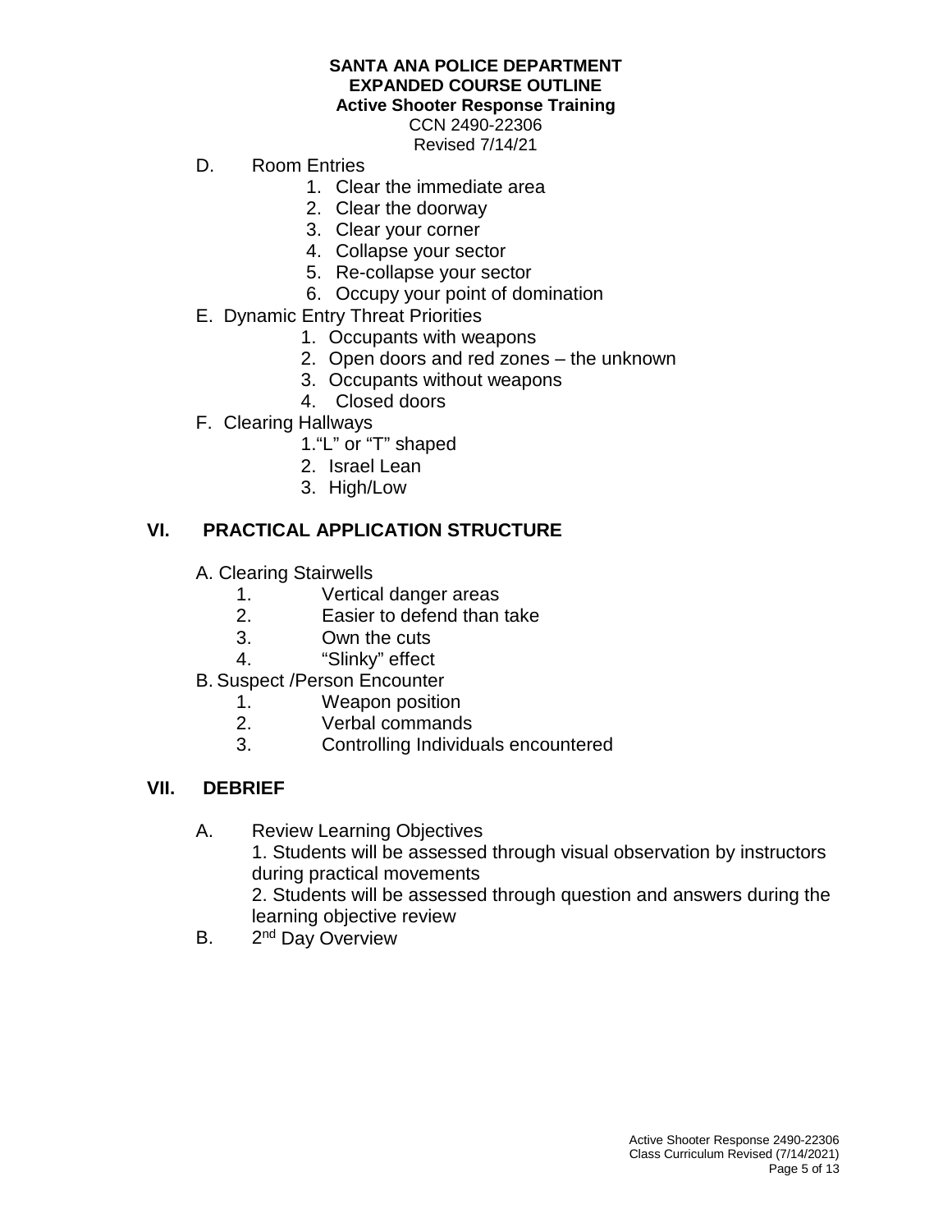D. Room Entries
   1. Clear the immediate area
   2. Clear the doorway
   3. Clear your corner
   4. Collapse your sector
   5. Re-collapse your sector
   6. Occupy your point of domination

E. Dynamic Entry Threat Priorities
   1. Occupants with weapons
   2. Open doors and red zones – the unknown
   3. Occupants without weapons
   4. Closed doors

F. Clearing Hallways
   1. "L" or "T" shaped
   2. Israel Lean
   3. High/Low

## VI. PRACTICAL APPLICATION STRUCTURE

A. Clearing Stairwells
   1. Vertical danger areas
   2. Easier to defend than take
   3. Own the cuts
   4. "Slinky" effect

B. Suspect /Person Encounter
   1. Weapon position
   2. Verbal commands
   3. Controlling Individuals encountered

## VII. DEBRIEF

A. Review Learning Objectives
   1. Students will be assessed through visual observation by instructors during practical movements
   2. Students will be assessed through question and answers during the learning objective review

B. 2nd Day Overview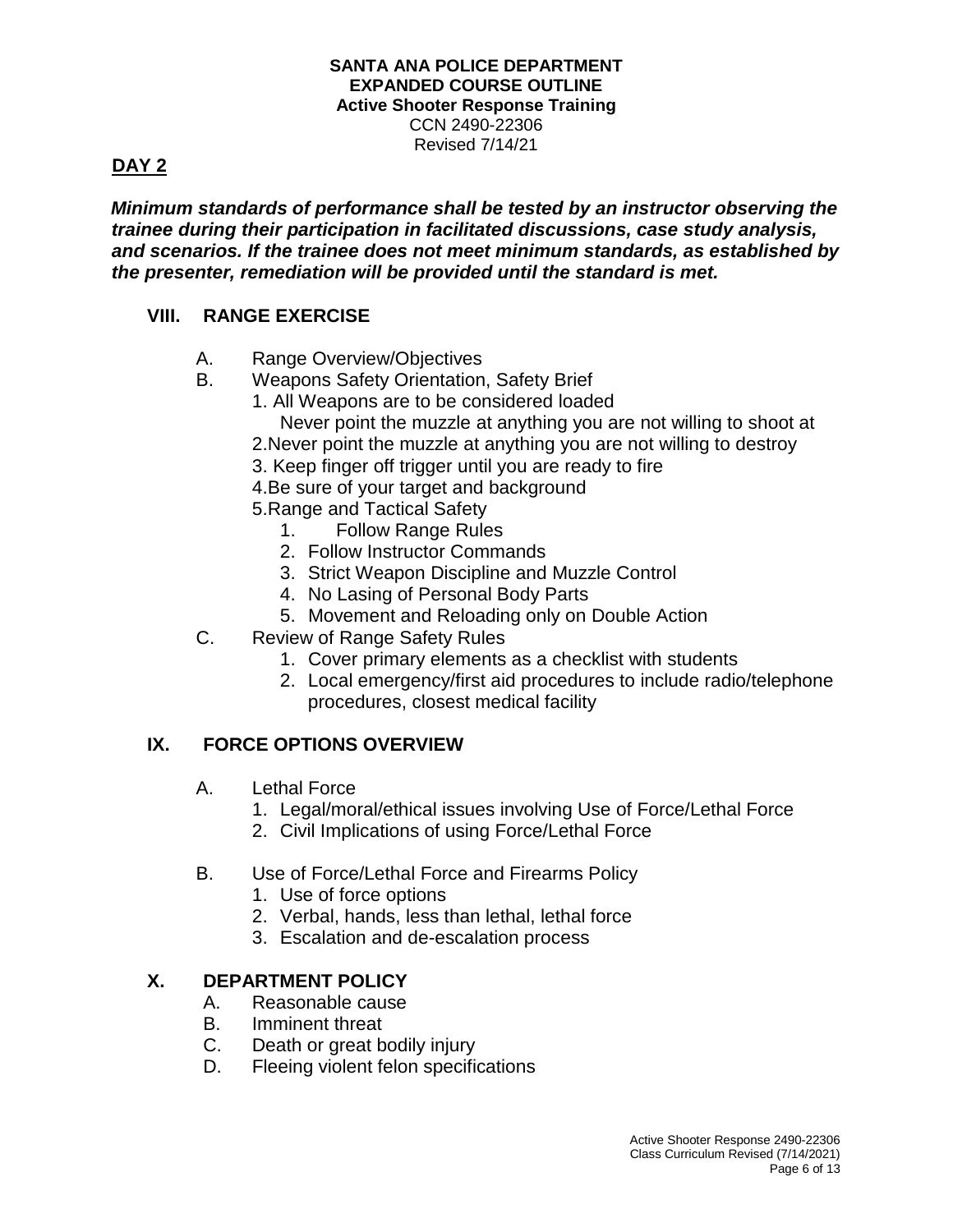**SANTA ANA POLICE DEPARTMENT**
**EXPANDED COURSE OUTLINE**
**Active Shooter Response Training**
CCN 2490-22306
Revised 7/14/21

## DAY 2

***Minimum standards of performance shall be tested by an instructor observing the trainee during their participation in facilitated discussions, case study analysis, and scenarios. If the trainee does not meet minimum standards, as established by the presenter, remediation will be provided until the standard is met.***

### VIII. RANGE EXERCISE

A. Range Overview/Objectives
B. Weapons Safety Orientation, Safety Brief
   1. All Weapons are to be considered loaded
      Never point the muzzle at anything you are not willing to shoot at
   2. Never point the muzzle at anything you are not willing to destroy
   3. Keep finger off trigger until you are ready to fire
   4. Be sure of your target and background
   5. Range and Tactical Safety
      1. Follow Range Rules
      2. Follow Instructor Commands
      3. Strict Weapon Discipline and Muzzle Control
      4. No Lasing of Personal Body Parts
      5. Movement and Reloading only on Double Action
C. Review of Range Safety Rules
   1. Cover primary elements as a checklist with students
   2. Local emergency/first aid procedures to include radio/telephone procedures, closest medical facility

### IX. FORCE OPTIONS OVERVIEW

A. Lethal Force
   1. Legal/moral/ethical issues involving Use of Force/Lethal Force
   2. Civil Implications of using Force/Lethal Force

B. Use of Force/Lethal Force and Firearms Policy
   1. Use of force options
   2. Verbal, hands, less than lethal, lethal force
   3. Escalation and de-escalation process

### X. DEPARTMENT POLICY

A. Reasonable cause
B. Imminent threat
C. Death or great bodily injury
D. Fleeing violent felon specifications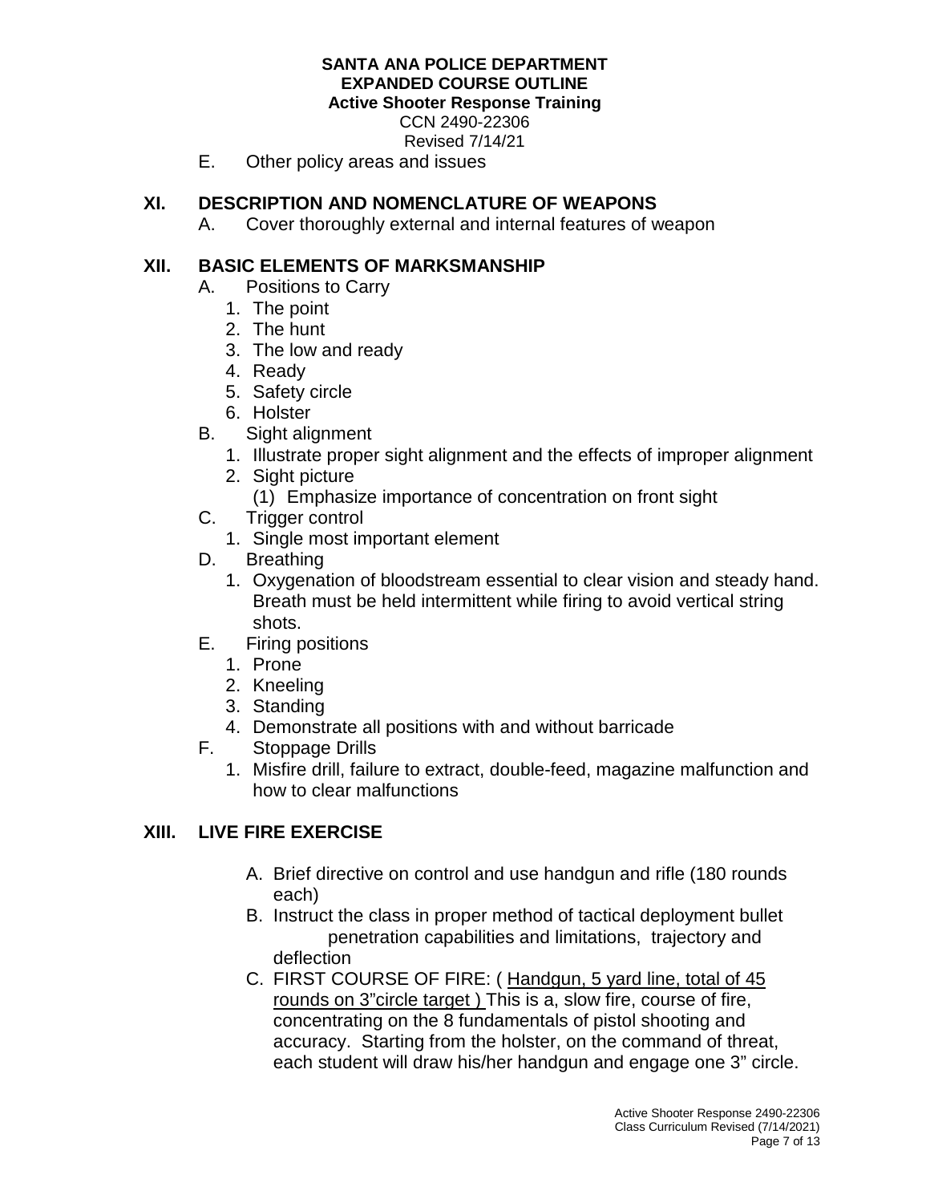E. Other policy areas and issues

## XI. DESCRIPTION AND NOMENCLATURE OF WEAPONS

A. Cover thoroughly external and internal features of weapon

## XII. BASIC ELEMENTS OF MARKSMANSHIP

A. Positions to Carry
   1. The point
   2. The hunt
   3. The low and ready
   4. Ready
   5. Safety circle
   6. Holster

B. Sight alignment
   1. Illustrate proper sight alignment and the effects of improper alignment
   2. Sight picture
      (1) Emphasize importance of concentration on front sight

C. Trigger control
   1. Single most important element

D. Breathing
   1. Oxygenation of bloodstream essential to clear vision and steady hand. Breath must be held intermittent while firing to avoid vertical string shots.

E. Firing positions
   1. Prone
   2. Kneeling
   3. Standing
   4. Demonstrate all positions with and without barricade

F. Stoppage Drills
   1. Misfire drill, failure to extract, double-feed, magazine malfunction and how to clear malfunctions

## XIII. LIVE FIRE EXERCISE

A. Brief directive on control and use handgun and rifle (180 rounds each)

B. Instruct the class in proper method of tactical deployment bullet penetration capabilities and limitations, trajectory and deflection

C. FIRST COURSE OF FIRE: ( Handgun, 5 yard line, total of 45 rounds on 3"circle target ) This is a, slow fire, course of fire, concentrating on the 8 fundamentals of pistol shooting and accuracy. Starting from the holster, on the command of threat, each student will draw his/her handgun and engage one 3" circle.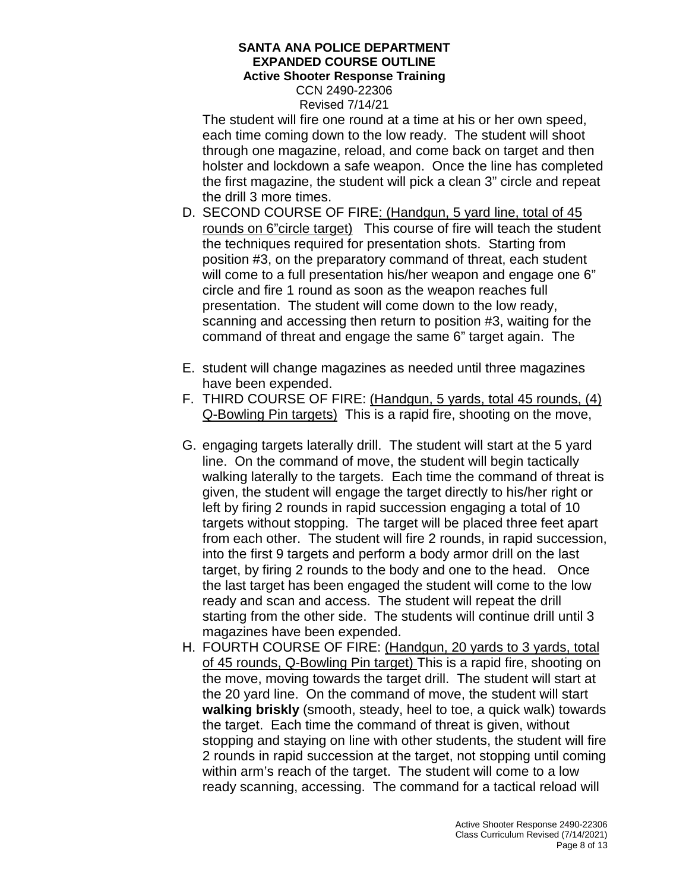The student will fire one round at a time at his or her own speed, each time coming down to the low ready. The student will shoot through one magazine, reload, and come back on target and then holster and lockdown a safe weapon. Once the line has completed the first magazine, the student will pick a clean 3" circle and repeat the drill 3 more times.

D. SECOND COURSE OF FIRE: (Handgun, 5 yard line, total of 45 rounds on 6"circle target) This course of fire will teach the student the techniques required for presentation shots. Starting from position #3, on the preparatory command of threat, each student will come to a full presentation his/her weapon and engage one 6" circle and fire 1 round as soon as the weapon reaches full presentation. The student will come down to the low ready, scanning and accessing then return to position #3, waiting for the command of threat and engage the same 6" target again. The

E. student will change magazines as needed until three magazines have been expended.

F. THIRD COURSE OF FIRE: (Handgun, 5 yards, total 45 rounds, (4) Q-Bowling Pin targets) This is a rapid fire, shooting on the move,

G. engaging targets laterally drill. The student will start at the 5 yard line. On the command of move, the student will begin tactically walking laterally to the targets. Each time the command of threat is given, the student will engage the target directly to his/her right or left by firing 2 rounds in rapid succession engaging a total of 10 targets without stopping. The target will be placed three feet apart from each other. The student will fire 2 rounds, in rapid succession, into the first 9 targets and perform a body armor drill on the last target, by firing 2 rounds to the body and one to the head. Once the last target has been engaged the student will come to the low ready and scan and access. The student will repeat the drill starting from the other side. The students will continue drill until 3 magazines have been expended.

H. FOURTH COURSE OF FIRE: (Handgun, 20 yards to 3 yards, total of 45 rounds, Q-Bowling Pin target) This is a rapid fire, shooting on the move, moving towards the target drill. The student will start at the 20 yard line. On the command of move, the student will start **walking briskly** (smooth, steady, heel to toe, a quick walk) towards the target. Each time the command of threat is given, without stopping and staying on line with other students, the student will fire 2 rounds in rapid succession at the target, not stopping until coming within arm's reach of the target. The student will come to a low ready scanning, accessing. The command for a tactical reload will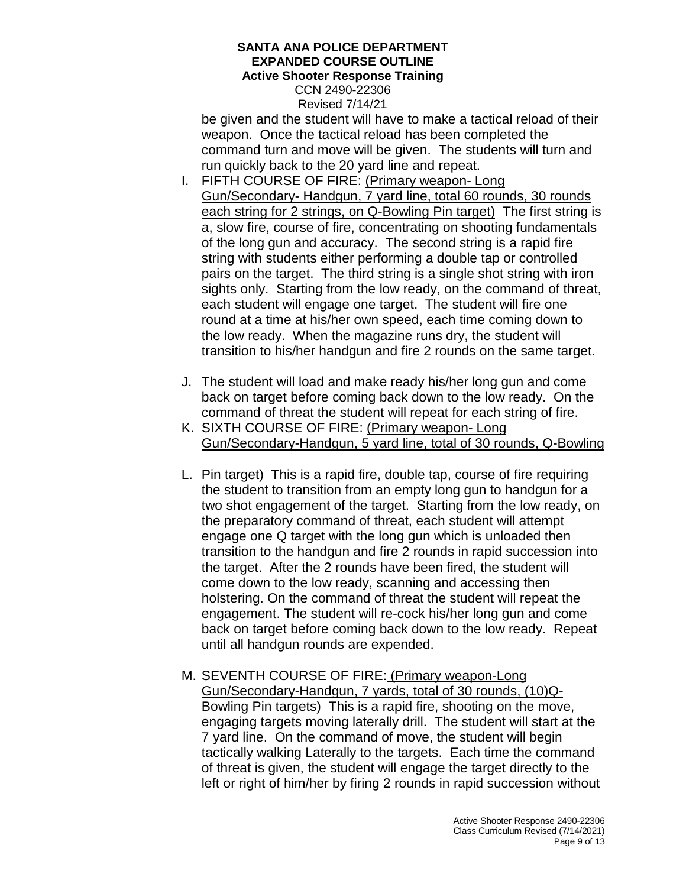be given and the student will have to make a tactical reload of their weapon. Once the tactical reload has been completed the command turn and move will be given. The students will turn and run quickly back to the 20 yard line and repeat.

I. FIFTH COURSE OF FIRE: <u>(Primary weapon- Long Gun/Secondary- Handgun, 7 yard line, total 60 rounds, 30 rounds each string for 2 strings, on Q-Bowling Pin target)</u> The first string is a, slow fire, course of fire, concentrating on shooting fundamentals of the long gun and accuracy. The second string is a rapid fire string with students either performing a double tap or controlled pairs on the target. The third string is a single shot string with iron sights only. Starting from the low ready, on the command of threat, each student will engage one target. The student will fire one round at a time at his/her own speed, each time coming down to the low ready. When the magazine runs dry, the student will transition to his/her handgun and fire 2 rounds on the same target.

J. The student will load and make ready his/her long gun and come back on target before coming back down to the low ready. On the command of threat the student will repeat for each string of fire.

K. SIXTH COURSE OF FIRE: <u>(Primary weapon- Long Gun/Secondary-Handgun, 5 yard line, total of 30 rounds, Q-Bowling</u>

L. <u>Pin target)</u> This is a rapid fire, double tap, course of fire requiring the student to transition from an empty long gun to handgun for a two shot engagement of the target. Starting from the low ready, on the preparatory command of threat, each student will attempt engage one Q target with the long gun which is unloaded then transition to the handgun and fire 2 rounds in rapid succession into the target. After the 2 rounds have been fired, the student will come down to the low ready, scanning and accessing then holstering. On the command of threat the student will repeat the engagement. The student will re-cock his/her long gun and come back on target before coming back down to the low ready. Repeat until all handgun rounds are expended.

M. SEVENTH COURSE OF FIRE: <u>(Primary weapon-Long Gun/Secondary-Handgun, 7 yards, total of 30 rounds, (10)Q-Bowling Pin targets)</u> This is a rapid fire, shooting on the move, engaging targets moving laterally drill. The student will start at the 7 yard line. On the command of move, the student will begin tactically walking Laterally to the targets. Each time the command of threat is given, the student will engage the target directly to the left or right of him/her by firing 2 rounds in rapid succession without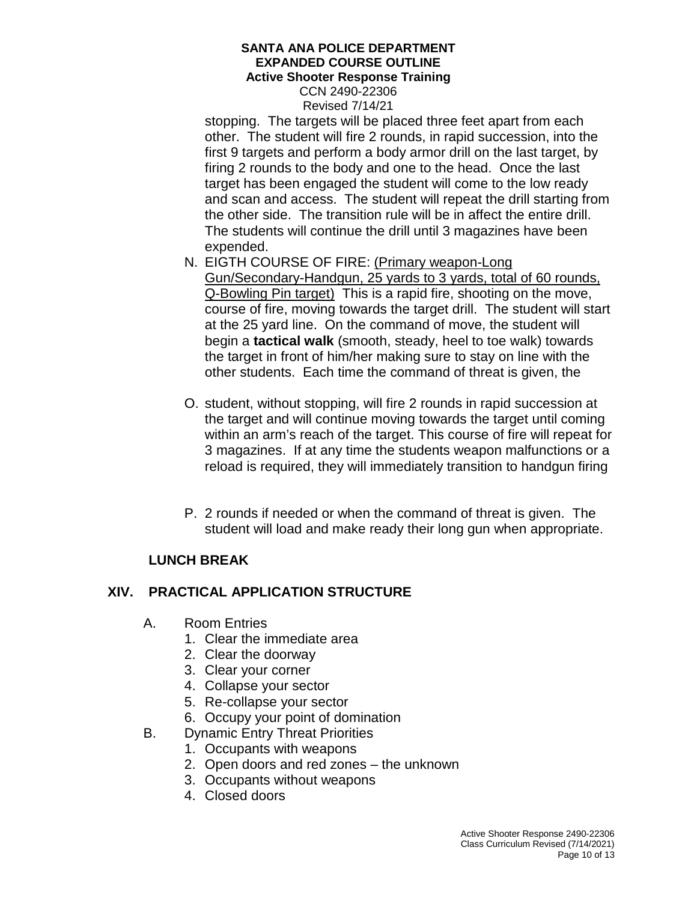stopping. The targets will be placed three feet apart from each other. The student will fire 2 rounds, in rapid succession, into the first 9 targets and perform a body armor drill on the last target, by firing 2 rounds to the body and one to the head. Once the last target has been engaged the student will come to the low ready and scan and access. The student will repeat the drill starting from the other side. The transition rule will be in affect the entire drill. The students will continue the drill until 3 magazines have been expended.

N. EIGTH COURSE OF FIRE: <u>(Primary weapon-Long Gun/Secondary-Handgun, 25 yards to 3 yards, total of 60 rounds, Q-Bowling Pin target)</u> This is a rapid fire, shooting on the move, course of fire, moving towards the target drill. The student will start at the 25 yard line. On the command of move, the student will begin a **tactical walk** (smooth, steady, heel to toe walk) towards the target in front of him/her making sure to stay on line with the other students. Each time the command of threat is given, the

O. student, without stopping, will fire 2 rounds in rapid succession at the target and will continue moving towards the target until coming within an arm's reach of the target. This course of fire will repeat for 3 magazines. If at any time the students weapon malfunctions or a reload is required, they will immediately transition to handgun firing

P. 2 rounds if needed or when the command of threat is given. The student will load and make ready their long gun when appropriate.

**LUNCH BREAK**

## XIV. PRACTICAL APPLICATION STRUCTURE

A. Room Entries
   1. Clear the immediate area
   2. Clear the doorway
   3. Clear your corner
   4. Collapse your sector
   5. Re-collapse your sector
   6. Occupy your point of domination

B. Dynamic Entry Threat Priorities
   1. Occupants with weapons
   2. Open doors and red zones – the unknown
   3. Occupants without weapons
   4. Closed doors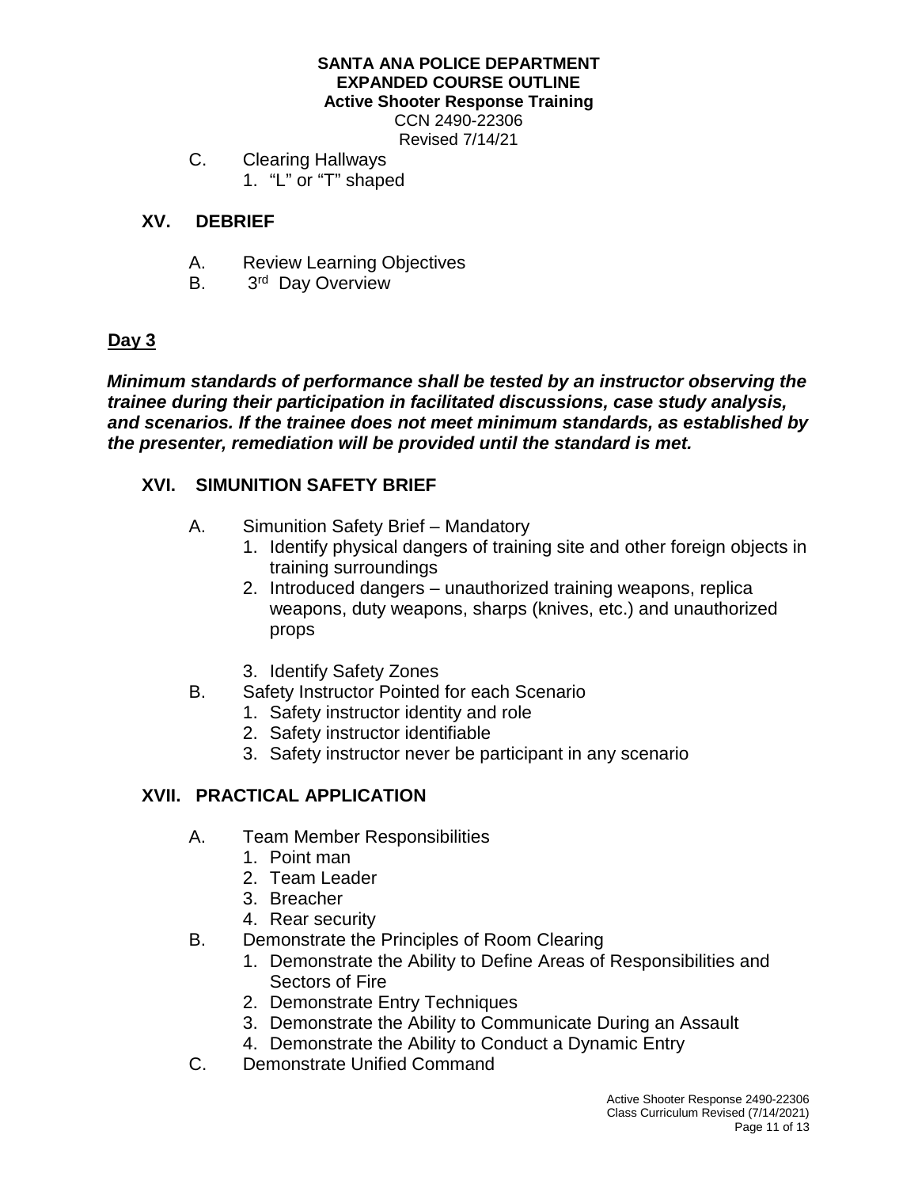C. Clearing Hallways
   1. "L" or "T" shaped

## XV. DEBRIEF

A. Review Learning Objectives

B. 3rd Day Overview

## Day 3

***Minimum standards of performance shall be tested by an instructor observing the trainee during their participation in facilitated discussions, case study analysis, and scenarios. If the trainee does not meet minimum standards, as established by the presenter, remediation will be provided until the standard is met.***

## XVI. SIMUNITION SAFETY BRIEF

A. Simunition Safety Brief – Mandatory
   1. Identify physical dangers of training site and other foreign objects in training surroundings
   2. Introduced dangers – unauthorized training weapons, replica weapons, duty weapons, sharps (knives, etc.) and unauthorized props
   3. Identify Safety Zones

B. Safety Instructor Pointed for each Scenario
   1. Safety instructor identity and role
   2. Safety instructor identifiable
   3. Safety instructor never be participant in any scenario

## XVII. PRACTICAL APPLICATION

A. Team Member Responsibilities
   1. Point man
   2. Team Leader
   3. Breacher
   4. Rear security

B. Demonstrate the Principles of Room Clearing
   1. Demonstrate the Ability to Define Areas of Responsibilities and Sectors of Fire
   2. Demonstrate Entry Techniques
   3. Demonstrate the Ability to Communicate During an Assault
   4. Demonstrate the Ability to Conduct a Dynamic Entry

C. Demonstrate Unified Command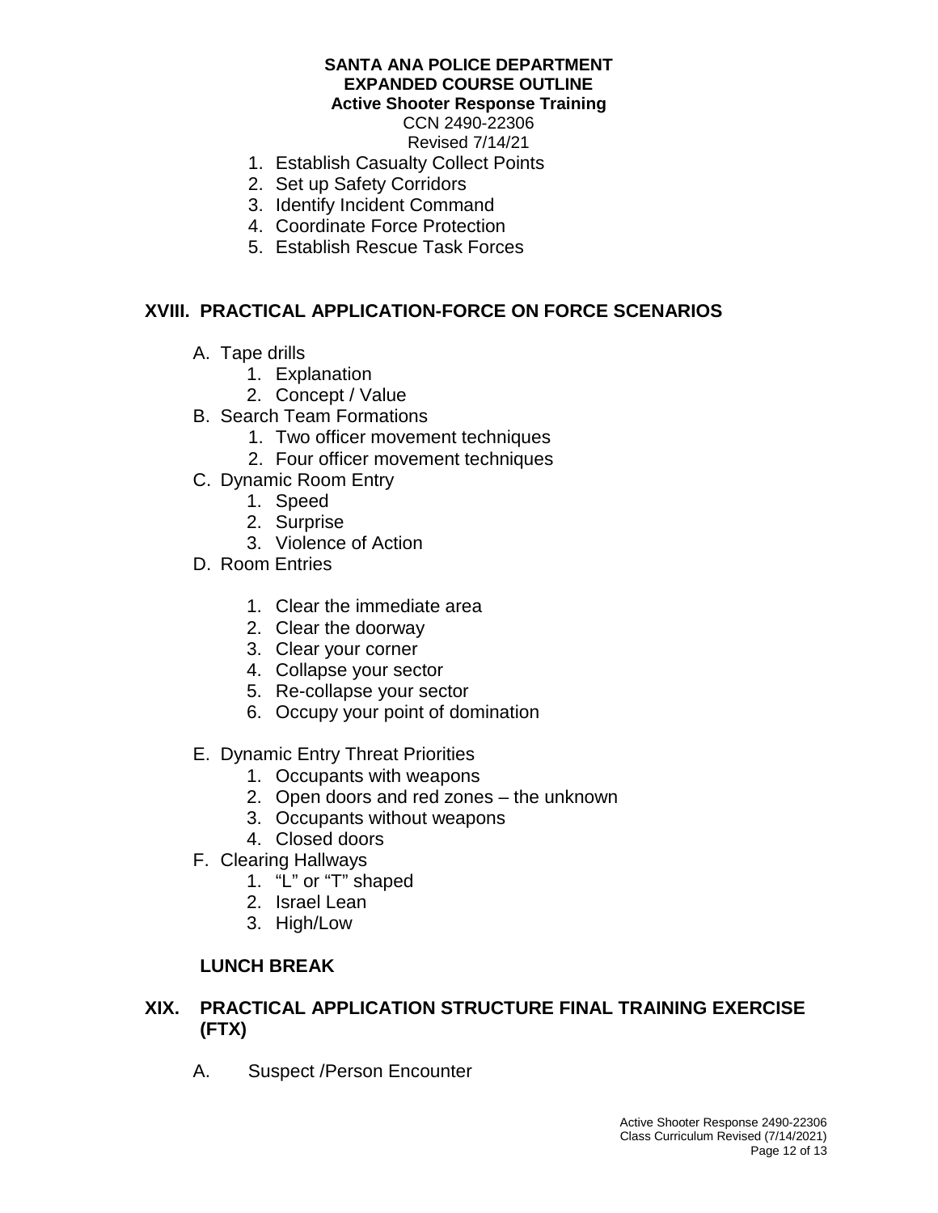1. Establish Casualty Collect Points
2. Set up Safety Corridors
3. Identify Incident Command
4. Coordinate Force Protection
5. Establish Rescue Task Forces

## XVIII. PRACTICAL APPLICATION-FORCE ON FORCE SCENARIOS

A. Tape drills
   1. Explanation
   2. Concept / Value

B. Search Team Formations
   1. Two officer movement techniques
   2. Four officer movement techniques

C. Dynamic Room Entry
   1. Speed
   2. Surprise
   3. Violence of Action

D. Room Entries
   1. Clear the immediate area
   2. Clear the doorway
   3. Clear your corner
   4. Collapse your sector
   5. Re-collapse your sector
   6. Occupy your point of domination

E. Dynamic Entry Threat Priorities
   1. Occupants with weapons
   2. Open doors and red zones – the unknown
   3. Occupants without weapons
   4. Closed doors

F. Clearing Hallways
   1. "L" or "T" shaped
   2. Israel Lean
   3. High/Low

**LUNCH BREAK**

## XIX. PRACTICAL APPLICATION STRUCTURE FINAL TRAINING EXERCISE (FTX)

A. Suspect /Person Encounter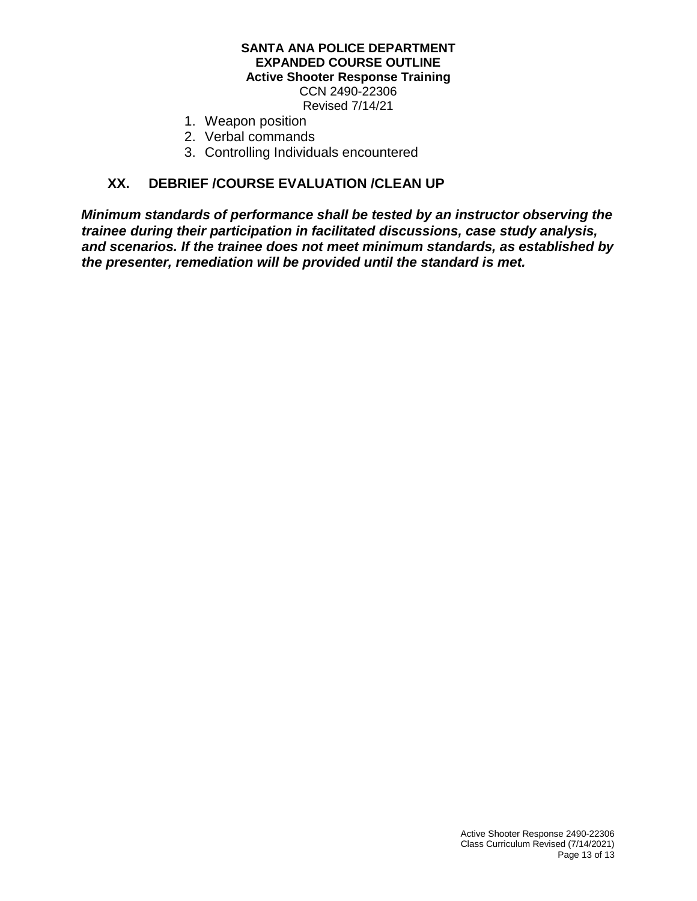1. Weapon position
2. Verbal commands
3. Controlling Individuals encountered

## XX. DEBRIEF /COURSE EVALUATION /CLEAN UP

***Minimum standards of performance shall be tested by an instructor observing the trainee during their participation in facilitated discussions, case study analysis, and scenarios. If the trainee does not meet minimum standards, as established by the presenter, remediation will be provided until the standard is met.***